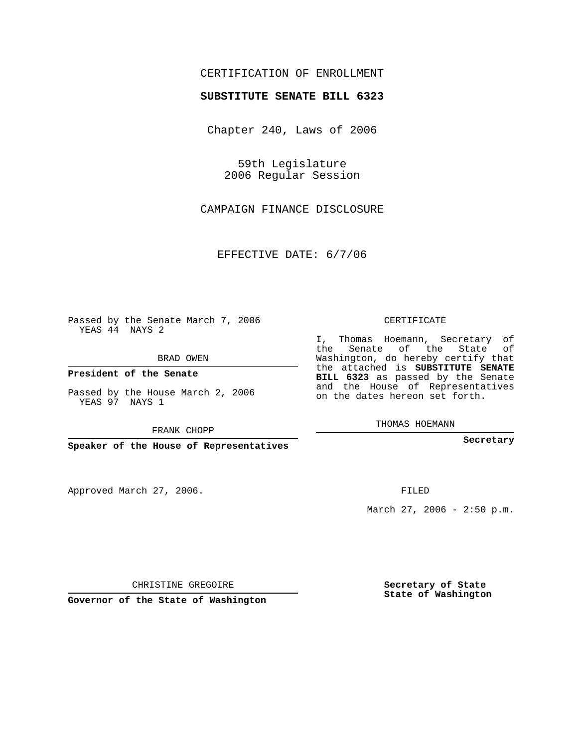CERTIFICATION OF ENROLLMENT

**SUBSTITUTE SENATE BILL 6323**

Chapter 240, Laws of 2006

59th Legislature
2006 Regular Session

CAMPAIGN FINANCE DISCLOSURE

EFFECTIVE DATE: 6/7/06

Passed by the Senate March 7, 2006
YEAS 44 NAYS 2

BRAD OWEN

**President of the Senate**

Passed by the House March 2, 2006
YEAS 97 NAYS 1

FRANK CHOPP

**Speaker of the House of Representatives**

Approved March 27, 2006.

CHRISTINE GREGOIRE

**Governor of the State of Washington**

CERTIFICATE

I, Thomas Hoemann, Secretary of the Senate of the State of Washington, do hereby certify that the attached is **SUBSTITUTE SENATE BILL 6323** as passed by the Senate and the House of Representatives on the dates hereon set forth.

THOMAS HOEMANN

**Secretary**

FILED

March 27, 2006 - 2:50 p.m.

**Secretary of State**
**State of Washington**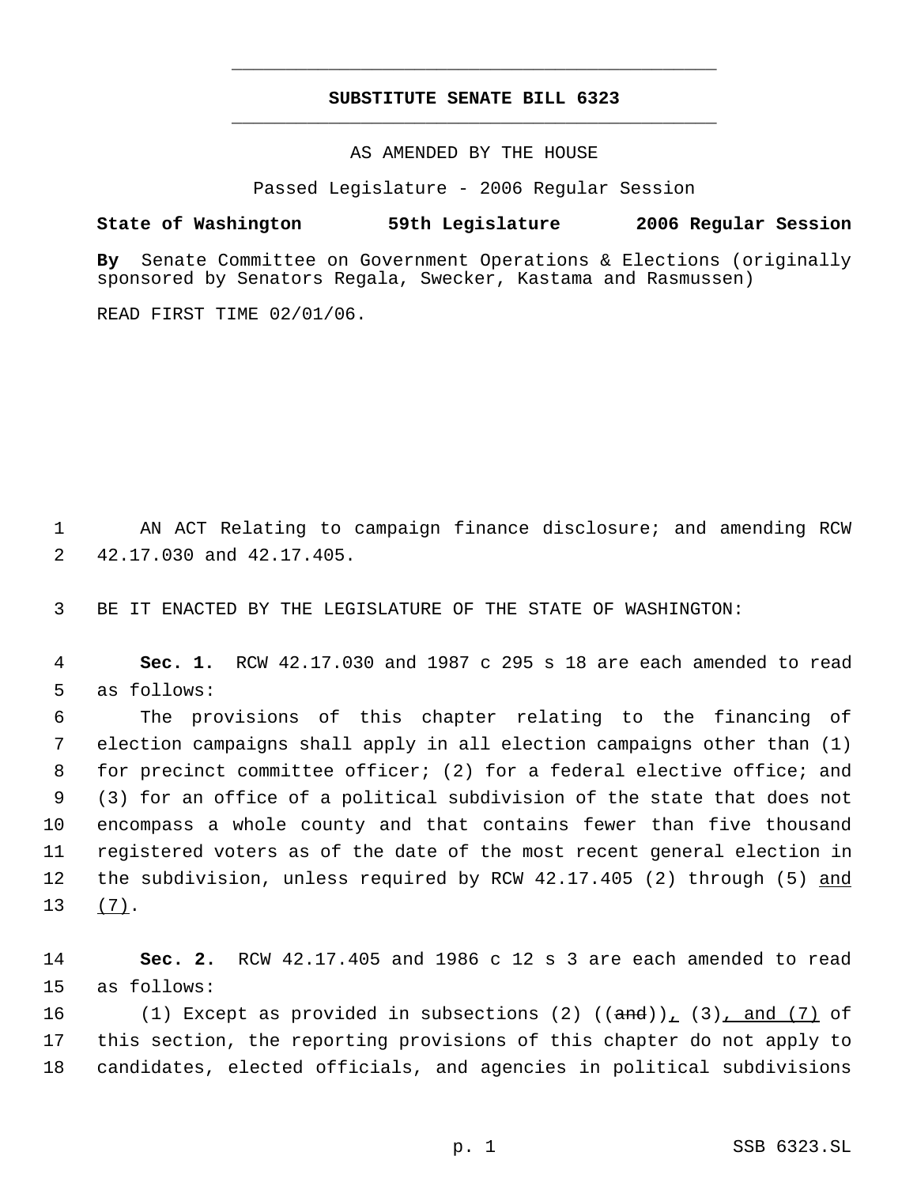# SUBSTITUTE SENATE BILL 6323

AS AMENDED BY THE HOUSE

Passed Legislature - 2006 Regular Session

**State of Washington 59th Legislature 2006 Regular Session**

**By** Senate Committee on Government Operations & Elections (originally sponsored by Senators Regala, Swecker, Kastama and Rasmussen)

READ FIRST TIME 02/01/06.

AN ACT Relating to campaign finance disclosure; and amending RCW 42.17.030 and 42.17.405.

BE IT ENACTED BY THE LEGISLATURE OF THE STATE OF WASHINGTON:

**Sec. 1.** RCW 42.17.030 and 1987 c 295 s 18 are each amended to read as follows:

The provisions of this chapter relating to the financing of election campaigns shall apply in all election campaigns other than (1) for precinct committee officer; (2) for a federal elective office; and (3) for an office of a political subdivision of the state that does not encompass a whole county and that contains fewer than five thousand registered voters as of the date of the most recent general election in the subdivision, unless required by RCW 42.17.405 (2) through (5) <u>and (7)</u>.

**Sec. 2.** RCW 42.17.405 and 1986 c 12 s 3 are each amended to read as follows:

(1) Except as provided in subsections (2) ((~~and~~))<u>,</u> (3)<u>, and (7)</u> of this section, the reporting provisions of this chapter do not apply to candidates, elected officials, and agencies in political subdivisions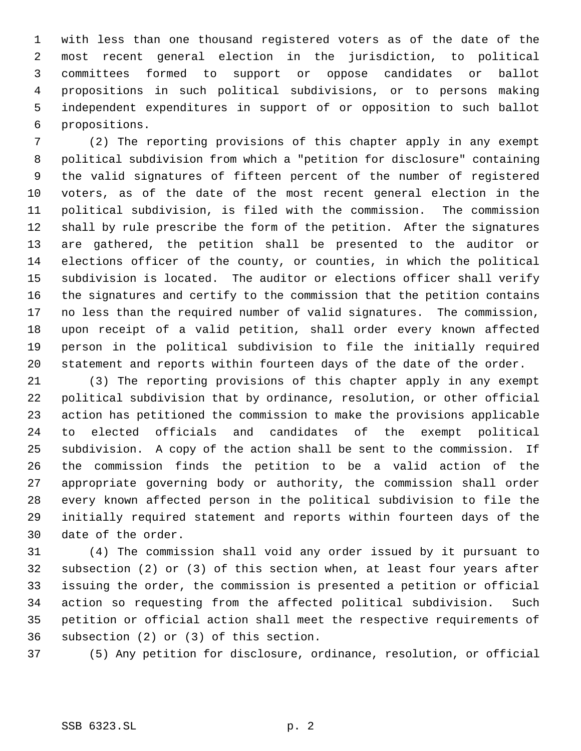with less than one thousand registered voters as of the date of the most recent general election in the jurisdiction, to political committees formed to support or oppose candidates or ballot propositions in such political subdivisions, or to persons making independent expenditures in support of or opposition to such ballot propositions.

(2) The reporting provisions of this chapter apply in any exempt political subdivision from which a "petition for disclosure" containing the valid signatures of fifteen percent of the number of registered voters, as of the date of the most recent general election in the political subdivision, is filed with the commission. The commission shall by rule prescribe the form of the petition. After the signatures are gathered, the petition shall be presented to the auditor or elections officer of the county, or counties, in which the political subdivision is located. The auditor or elections officer shall verify the signatures and certify to the commission that the petition contains no less than the required number of valid signatures. The commission, upon receipt of a valid petition, shall order every known affected person in the political subdivision to file the initially required statement and reports within fourteen days of the date of the order.

(3) The reporting provisions of this chapter apply in any exempt political subdivision that by ordinance, resolution, or other official action has petitioned the commission to make the provisions applicable to elected officials and candidates of the exempt political subdivision. A copy of the action shall be sent to the commission. If the commission finds the petition to be a valid action of the appropriate governing body or authority, the commission shall order every known affected person in the political subdivision to file the initially required statement and reports within fourteen days of the date of the order.

(4) The commission shall void any order issued by it pursuant to subsection (2) or (3) of this section when, at least four years after issuing the order, the commission is presented a petition or official action so requesting from the affected political subdivision. Such petition or official action shall meet the respective requirements of subsection (2) or (3) of this section.

(5) Any petition for disclosure, ordinance, resolution, or official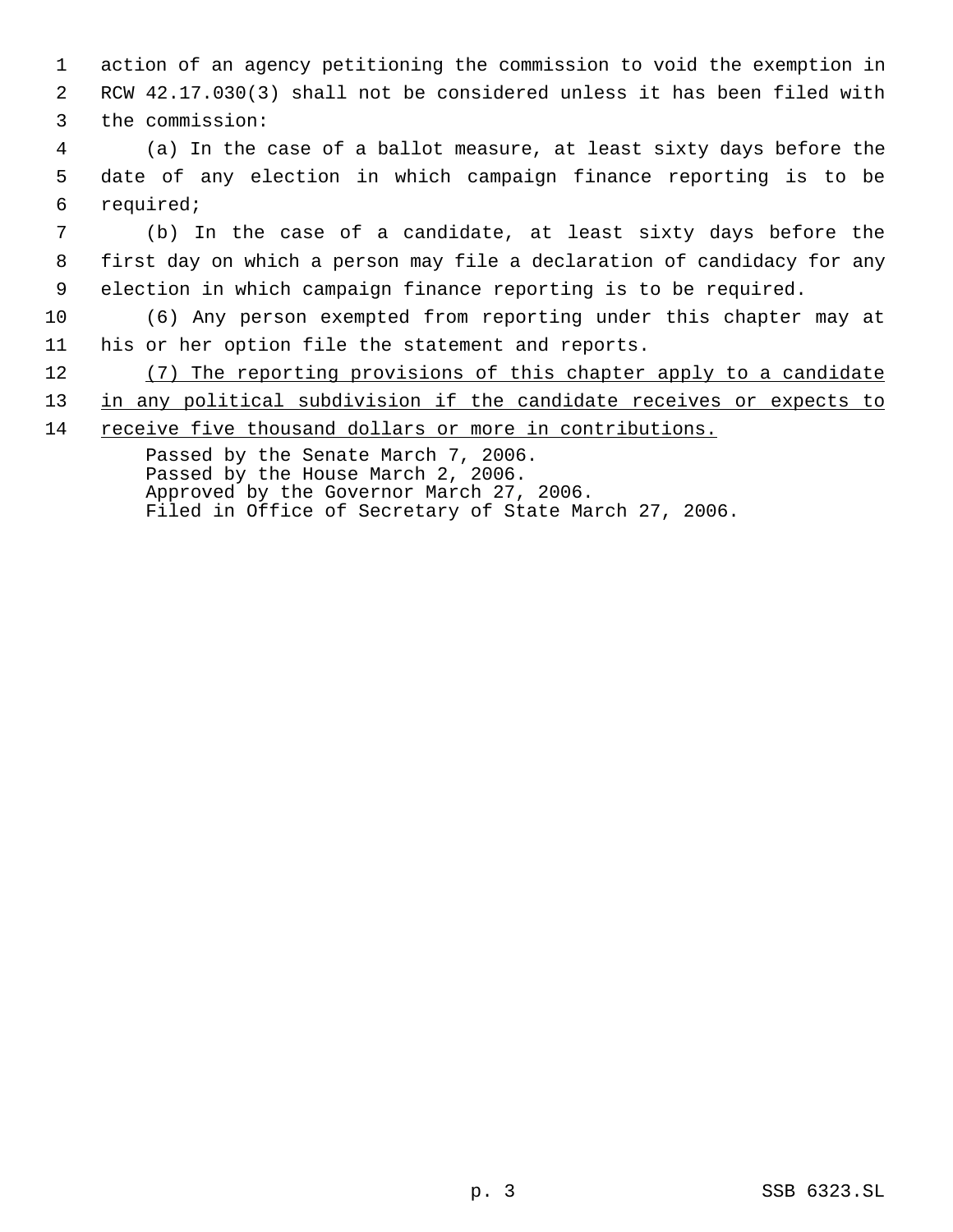action of an agency petitioning the commission to void the exemption in RCW 42.17.030(3) shall not be considered unless it has been filed with the commission:

(a) In the case of a ballot measure, at least sixty days before the date of any election in which campaign finance reporting is to be required;

(b) In the case of a candidate, at least sixty days before the first day on which a person may file a declaration of candidacy for any election in which campaign finance reporting is to be required.

(6) Any person exempted from reporting under this chapter may at his or her option file the statement and reports.

<u>(7) The reporting provisions of this chapter apply to a candidate in any political subdivision if the candidate receives or expects to receive five thousand dollars or more in contributions.</u>

Passed by the Senate March 7, 2006.
Passed by the House March 2, 2006.
Approved by the Governor March 27, 2006.
Filed in Office of Secretary of State March 27, 2006.